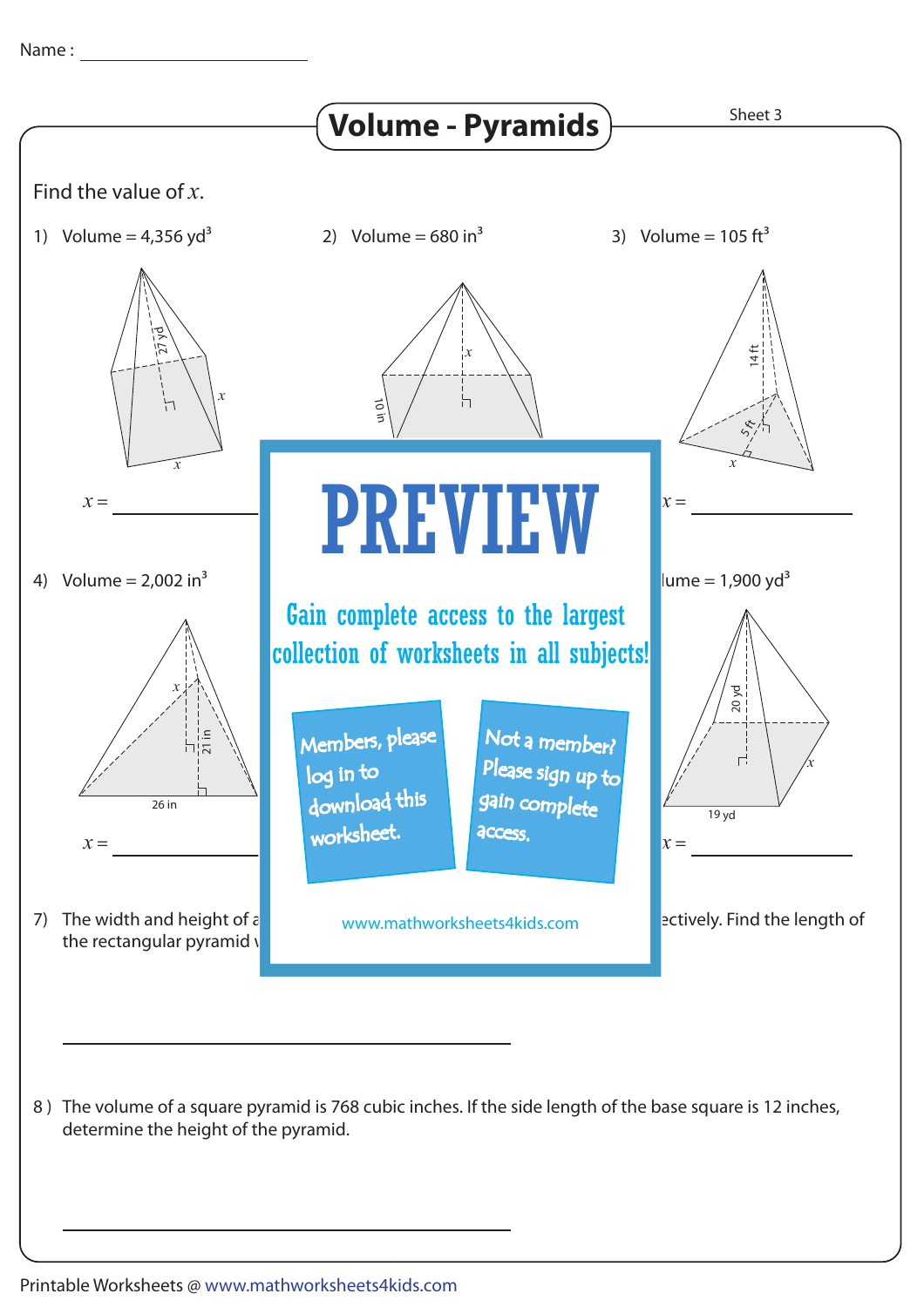Name : ____________________

# Volume - Pyramids

Sheet 3

Find the value of $x$.

1) Volume = 4,356 yd$^3$

27 yd, $x$, $x$

$x$ = ____________

2) Volume = 680 in$^3$

$x$, 10 in

3) Volume = 105 ft$^3$

14 ft, 5 ft, $x$

$x$ = ____________

4) Volume = 2,002 in$^3$

$x$, 21 in, 26 in

$x$ = ____________

PREVIEW

Gain complete access to the largest collection of worksheets in all subjects!

Members, please log in to download this worksheet.

Not a member? Please sign up to gain complete access.

www.mathworksheets4kids.com

…lume = 1,900 yd$^3$

20 yd, 19 yd, $x$

$x$ = ____________

7) The width and height of a… …ectively. Find the length of the rectangular pyramid …

____________________________

8) The volume of a square pyramid is 768 cubic inches. If the side length of the base square is 12 inches, determine the height of the pyramid.

____________________________

Printable Worksheets @ www.mathworksheets4kids.com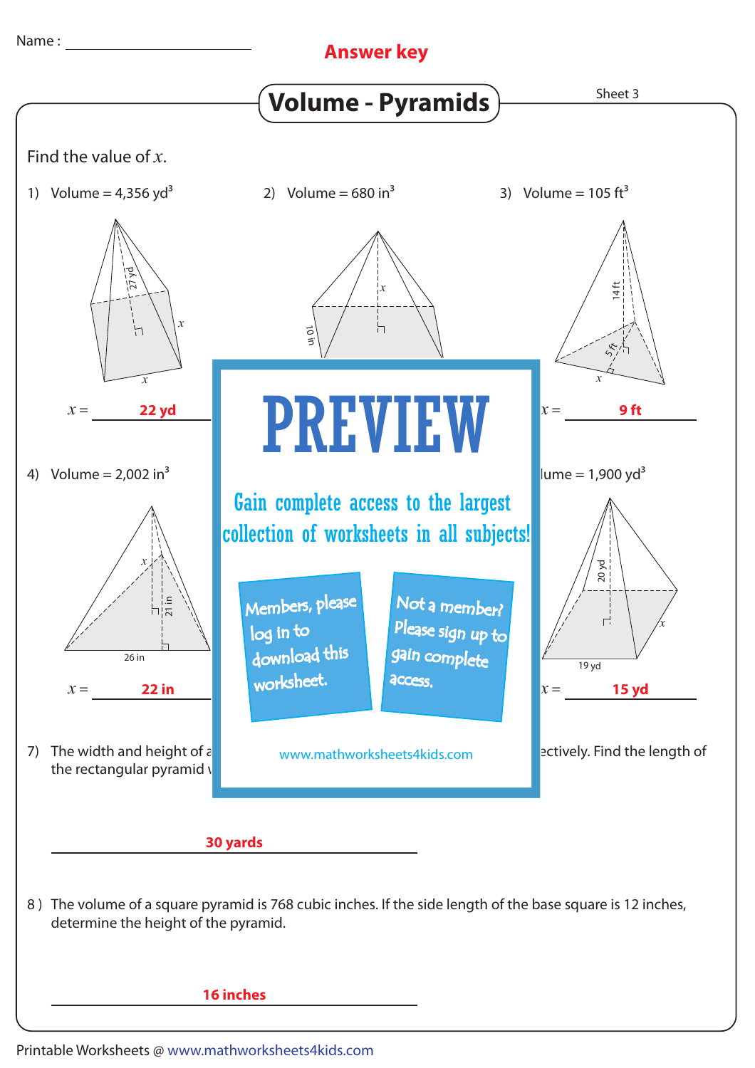Name : ____________________

**Answer key**

# Volume - Pyramids

Sheet 3

Find the value of $x$.

1) Volume = 4,356 yd$^3$

27 yd
$x$
$x$

$x$ = **22 yd**

2) Volume = 680 in$^3$

$x$
10 in

3) Volume = 105 ft$^3$

14 ft
5 ft
$x$

$x$ = **9 ft**

4) Volume = 2,002 in$^3$

$x$
21 in
26 in

$x$ = **22 in**

lume = 1,900 yd$^3$

20 yd
$x$
19 yd

$x$ = **15 yd**

PREVIEW

Gain complete access to the largest collection of worksheets in all subjects!

Members, please log in to download this worksheet.

Not a member? Please sign up to gain complete access.

www.mathworksheets4kids.com

7) The width and height of a ... ectively. Find the length of the rectangular pyramid ...

**30 yards**

8 ) The volume of a square pyramid is 768 cubic inches. If the side length of the base square is 12 inches, determine the height of the pyramid.

**16 inches**

Printable Worksheets @ www.mathworksheets4kids.com